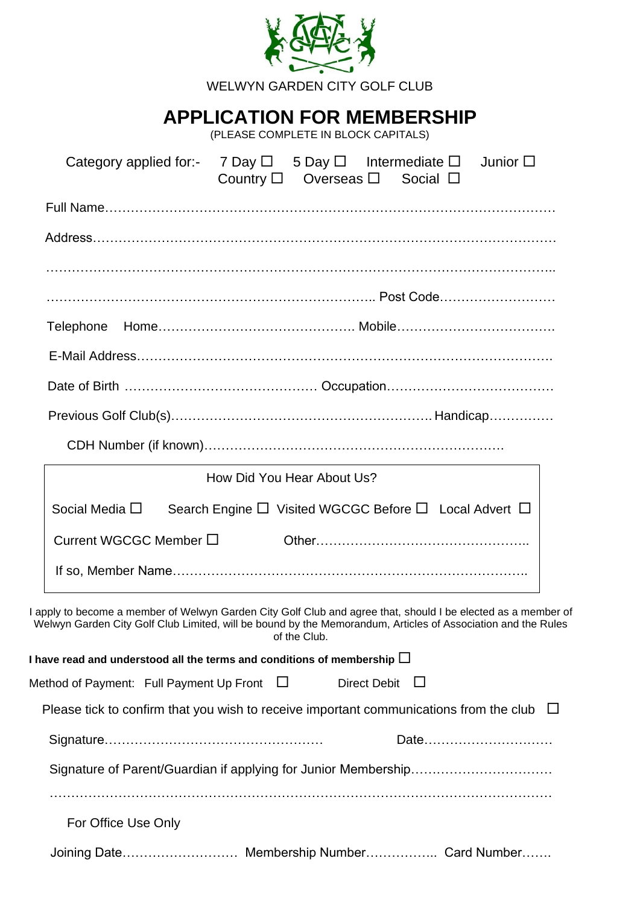WELWYN GARDEN CITY GOLF CLUB

# APPLICATION FOR MEMBERSHIP

(PLEASE COMPLETE IN BLOCK CAPITALS)

Category applied for:- 7 Day ☐ 5 Day ☐ Intermediate ☐ Junior ☐ Country ☐ Overseas ☐ Social ☐

Full Name……………………………………………………………………………………………

Address……………………………………………………………………………………………

……………………………………………………………………………………………………..

……………………………………………………………….. Post Code………………………

Telephone Home………………………………………. Mobile……………………………….

E-Mail Address………………………………………………………………………………….

Date of Birth ……………………………………. Occupation……………………………….

Previous Golf Club(s)…………………………………………………. Handicap……………

CDH Number (if known)…………………………………………………………….

How Did You Hear About Us?

Social Media ☐ Search Engine ☐ Visited WGCGC Before ☐ Local Advert ☐

Current WGCGC Member ☐ Other…………………………………………..

If so, Member Name……………………………………………………………………..

I apply to become a member of Welwyn Garden City Golf Club and agree that, should I be elected as a member of Welwyn Garden City Golf Club Limited, will be bound by the Memorandum, Articles of Association and the Rules of the Club.

**I have read and understood all the terms and conditions of membership** ☐

Method of Payment: Full Payment Up Front ☐ Direct Debit ☐

Please tick to confirm that you wish to receive important communications from the club ☐

Signature…………………………………………… Date…………………………

Signature of Parent/Guardian if applying for Junior Membership……………………………

…………………………………………………………………………………………………

For Office Use Only

Joining Date……………………… Membership Number…………….. Card Number…….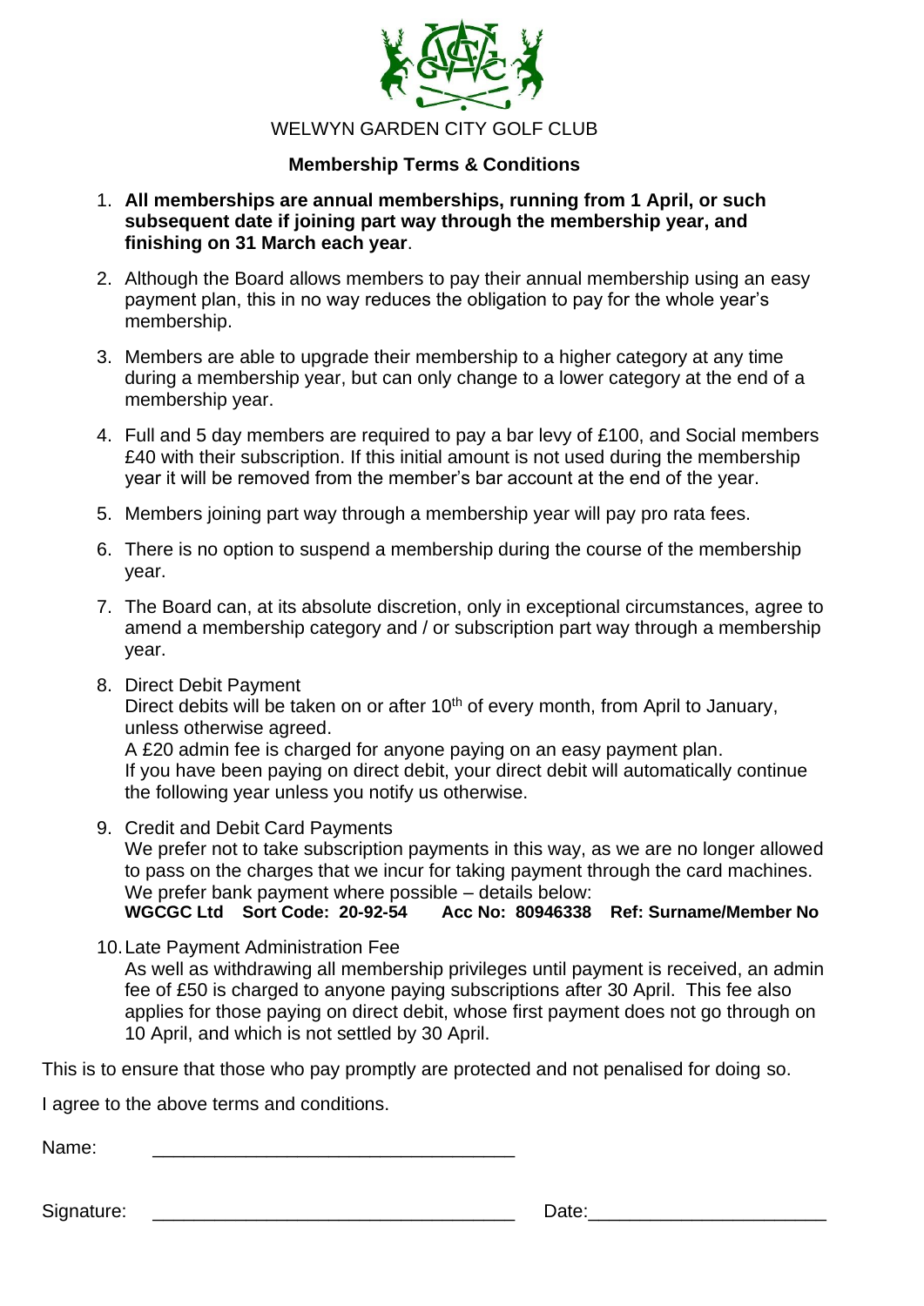WELWYN GARDEN CITY GOLF CLUB

**Membership Terms & Conditions**

1. **All memberships are annual memberships, running from 1 April, or such subsequent date if joining part way through the membership year, and finishing on 31 March each year**.
2. Although the Board allows members to pay their annual membership using an easy payment plan, this in no way reduces the obligation to pay for the whole year's membership.
3. Members are able to upgrade their membership to a higher category at any time during a membership year, but can only change to a lower category at the end of a membership year.
4. Full and 5 day members are required to pay a bar levy of £100, and Social members £40 with their subscription. If this initial amount is not used during the membership year it will be removed from the member's bar account at the end of the year.
5. Members joining part way through a membership year will pay pro rata fees.
6. There is no option to suspend a membership during the course of the membership year.
7. The Board can, at its absolute discretion, only in exceptional circumstances, agree to amend a membership category and / or subscription part way through a membership year.
8. Direct Debit Payment
   Direct debits will be taken on or after 10th of every month, from April to January, unless otherwise agreed.
   A £20 admin fee is charged for anyone paying on an easy payment plan.
   If you have been paying on direct debit, your direct debit will automatically continue the following year unless you notify us otherwise.
9. Credit and Debit Card Payments
   We prefer not to take subscription payments in this way, as we are no longer allowed to pass on the charges that we incur for taking payment through the card machines. We prefer bank payment where possible – details below:
   **WGCGC Ltd  Sort Code: 20-92-54  Acc No: 80946338  Ref: Surname/Member No**
10. Late Payment Administration Fee
    As well as withdrawing all membership privileges until payment is received, an admin fee of £50 is charged to anyone paying subscriptions after 30 April. This fee also applies for those paying on direct debit, whose first payment does not go through on 10 April, and which is not settled by 30 April.

This is to ensure that those who pay promptly are protected and not penalised for doing so.

I agree to the above terms and conditions.

Name: ___________________________________

Signature: ___________________________________ Date: ______________________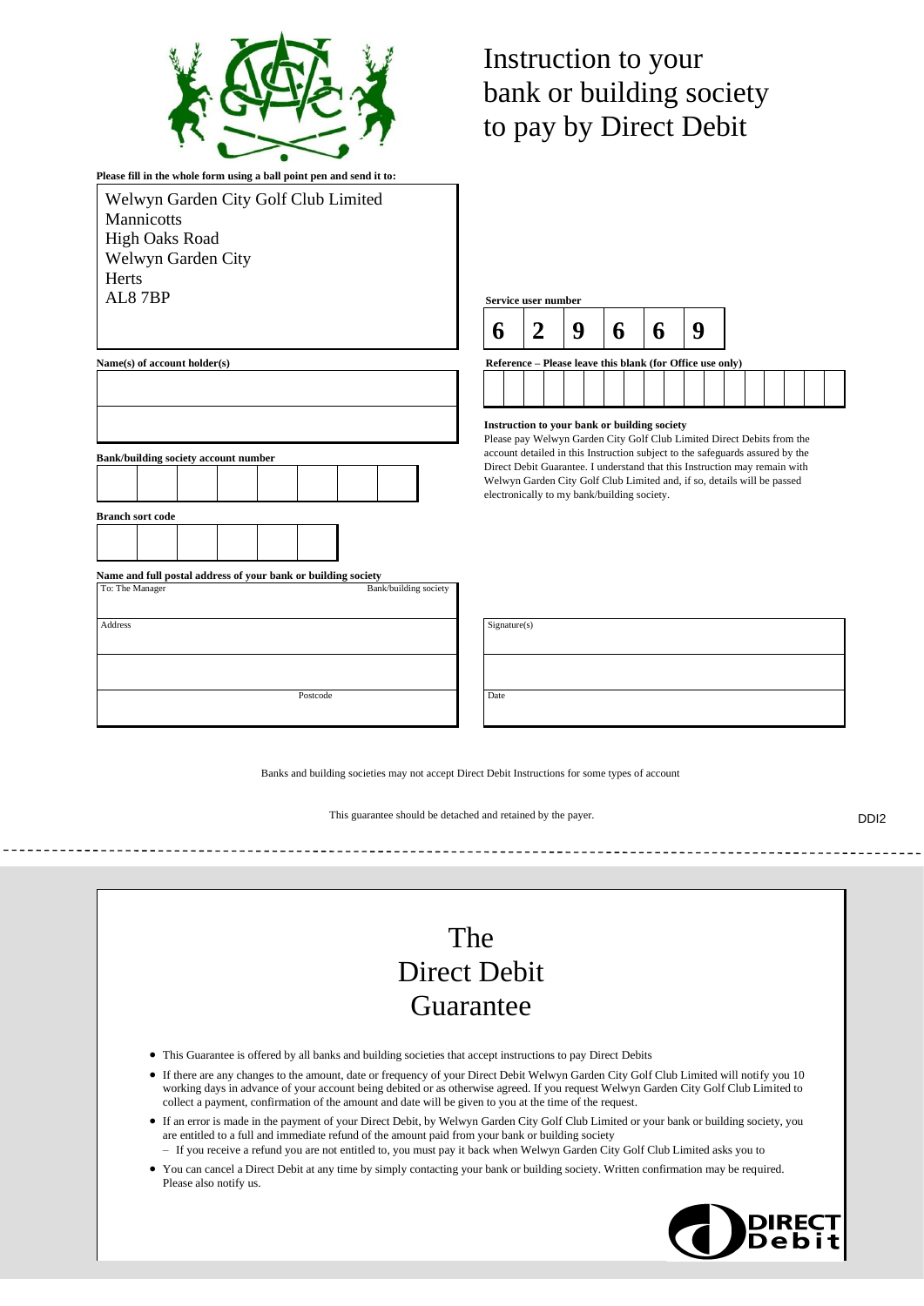# Instruction to your bank or building society to pay by Direct Debit

**Please fill in the whole form using a ball point pen and send it to:**

Welwyn Garden City Golf Club Limited
Mannicotts
High Oaks Road
Welwyn Garden City
Herts
AL8 7BP

**Service user number**

| 6 | 2 | 9 | 6 | 6 | 9 |
|---|---|---|---|---|---|

**Name(s) of account holder(s)**

**Reference – Please leave this blank (for Office use only)**

**Bank/building society account number**

**Branch sort code**

**Instruction to your bank or building society**
Please pay Welwyn Garden City Golf Club Limited Direct Debits from the account detailed in this Instruction subject to the safeguards assured by the Direct Debit Guarantee. I understand that this Instruction may remain with Welwyn Garden City Golf Club Limited and, if so, details will be passed electronically to my bank/building society.

**Name and full postal address of your bank or building society**

To: The Manager — Bank/building society

Address

Postcode

Signature(s)

Date

Banks and building societies may not accept Direct Debit Instructions for some types of account

This guarantee should be detached and retained by the payer.

DDI2

---

# The Direct Debit Guarantee

- This Guarantee is offered by all banks and building societies that accept instructions to pay Direct Debits
- If there are any changes to the amount, date or frequency of your Direct Debit Welwyn Garden City Golf Club Limited will notify you 10 working days in advance of your account being debited or as otherwise agreed. If you request Welwyn Garden City Golf Club Limited to collect a payment, confirmation of the amount and date will be given to you at the time of the request.
- If an error is made in the payment of your Direct Debit, by Welwyn Garden City Golf Club Limited or your bank or building society, you are entitled to a full and immediate refund of the amount paid from your bank or building society
  – If you receive a refund you are not entitled to, you must pay it back when Welwyn Garden City Golf Club Limited asks you to
- You can cancel a Direct Debit at any time by simply contacting your bank or building society. Written confirmation may be required. Please also notify us.

DIRECT Debit